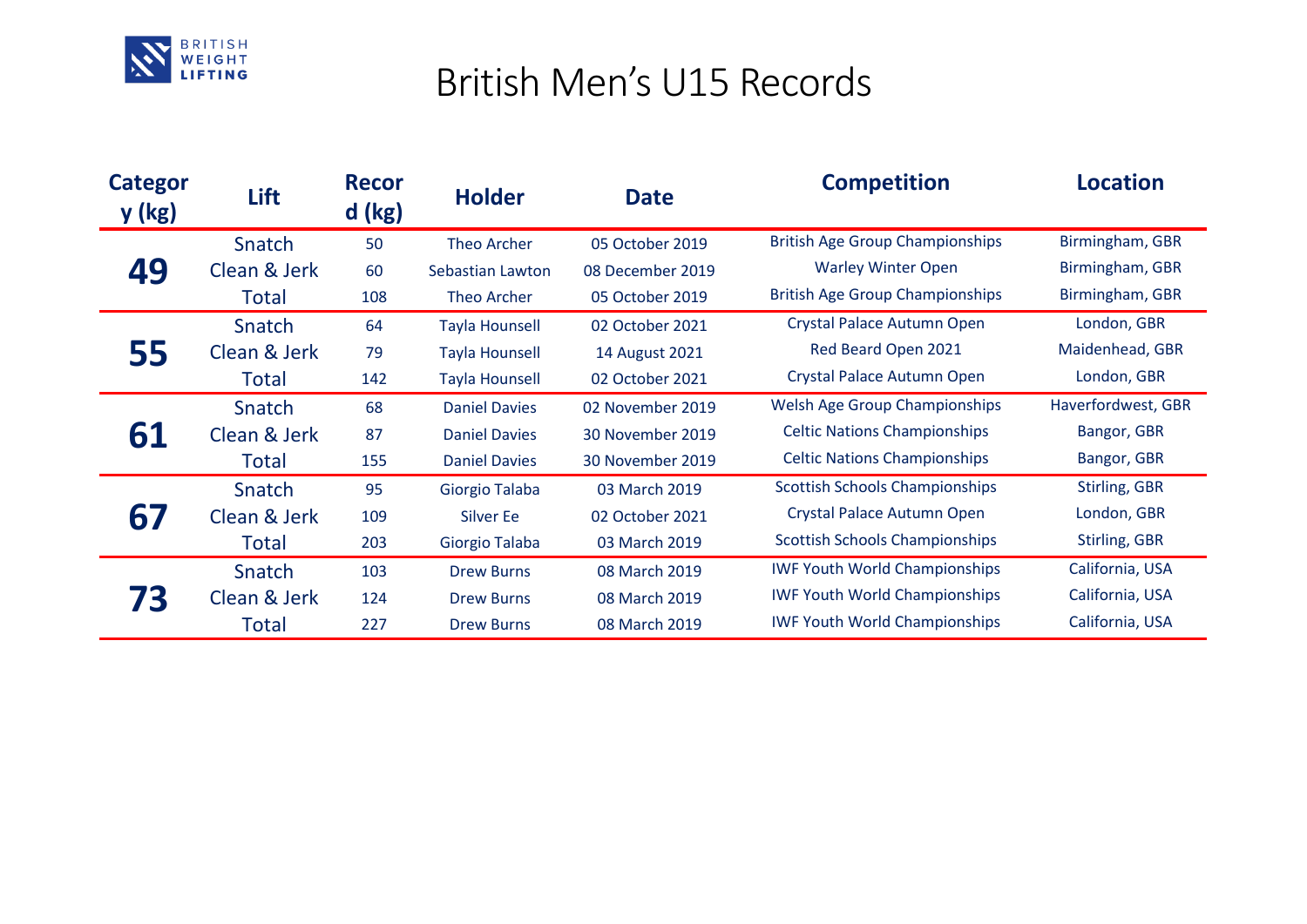# British Men's U15 Records

| Category (kg) | Lift | Record (kg) | Holder | Date | Competition | Location |
|---|---|---|---|---|---|---|
| **49** | Snatch | 50 | Theo Archer | 05 October 2019 | British Age Group Championships | Birmingham, GBR |
| | Clean & Jerk | 60 | Sebastian Lawton | 08 December 2019 | Warley Winter Open | Birmingham, GBR |
| | Total | 108 | Theo Archer | 05 October 2019 | British Age Group Championships | Birmingham, GBR |
| **55** | Snatch | 64 | Tayla Hounsell | 02 October 2021 | Crystal Palace Autumn Open | London, GBR |
| | Clean & Jerk | 79 | Tayla Hounsell | 14 August 2021 | Red Beard Open 2021 | Maidenhead, GBR |
| | Total | 142 | Tayla Hounsell | 02 October 2021 | Crystal Palace Autumn Open | London, GBR |
| **61** | Snatch | 68 | Daniel Davies | 02 November 2019 | Welsh Age Group Championships | Haverfordwest, GBR |
| | Clean & Jerk | 87 | Daniel Davies | 30 November 2019 | Celtic Nations Championships | Bangor, GBR |
| | Total | 155 | Daniel Davies | 30 November 2019 | Celtic Nations Championships | Bangor, GBR |
| **67** | Snatch | 95 | Giorgio Talaba | 03 March 2019 | Scottish Schools Championships | Stirling, GBR |
| | Clean & Jerk | 109 | Silver Ee | 02 October 2021 | Crystal Palace Autumn Open | London, GBR |
| | Total | 203 | Giorgio Talaba | 03 March 2019 | Scottish Schools Championships | Stirling, GBR |
| **73** | Snatch | 103 | Drew Burns | 08 March 2019 | IWF Youth World Championships | California, USA |
| | Clean & Jerk | 124 | Drew Burns | 08 March 2019 | IWF Youth World Championships | California, USA |
| | Total | 227 | Drew Burns | 08 March 2019 | IWF Youth World Championships | California, USA |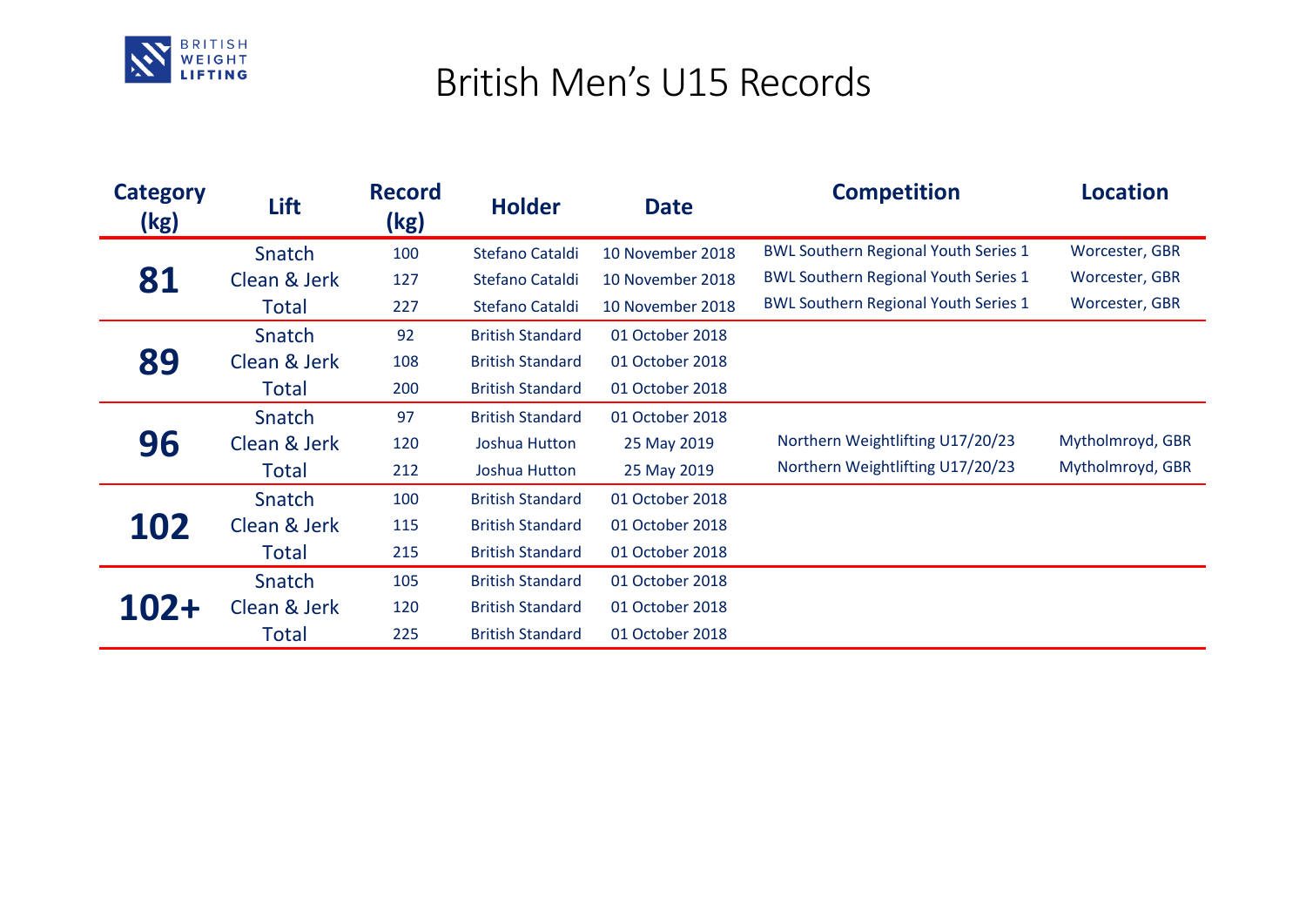# British Men's U15 Records

| Category (kg) | Lift | Record (kg) | Holder | Date | Competition | Location |
|---|---|---|---|---|---|---|
| **81** | Snatch | 100 | Stefano Cataldi | 10 November 2018 | BWL Southern Regional Youth Series 1 | Worcester, GBR |
| | Clean & Jerk | 127 | Stefano Cataldi | 10 November 2018 | BWL Southern Regional Youth Series 1 | Worcester, GBR |
| | Total | 227 | Stefano Cataldi | 10 November 2018 | BWL Southern Regional Youth Series 1 | Worcester, GBR |
| **89** | Snatch | 92 | British Standard | 01 October 2018 | | |
| | Clean & Jerk | 108 | British Standard | 01 October 2018 | | |
| | Total | 200 | British Standard | 01 October 2018 | | |
| **96** | Snatch | 97 | British Standard | 01 October 2018 | | |
| | Clean & Jerk | 120 | Joshua Hutton | 25 May 2019 | Northern Weightlifting U17/20/23 | Mytholmroyd, GBR |
| | Total | 212 | Joshua Hutton | 25 May 2019 | Northern Weightlifting U17/20/23 | Mytholmroyd, GBR |
| **102** | Snatch | 100 | British Standard | 01 October 2018 | | |
| | Clean & Jerk | 115 | British Standard | 01 October 2018 | | |
| | Total | 215 | British Standard | 01 October 2018 | | |
| **102+** | Snatch | 105 | British Standard | 01 October 2018 | | |
| | Clean & Jerk | 120 | British Standard | 01 October 2018 | | |
| | Total | 225 | British Standard | 01 October 2018 | | |